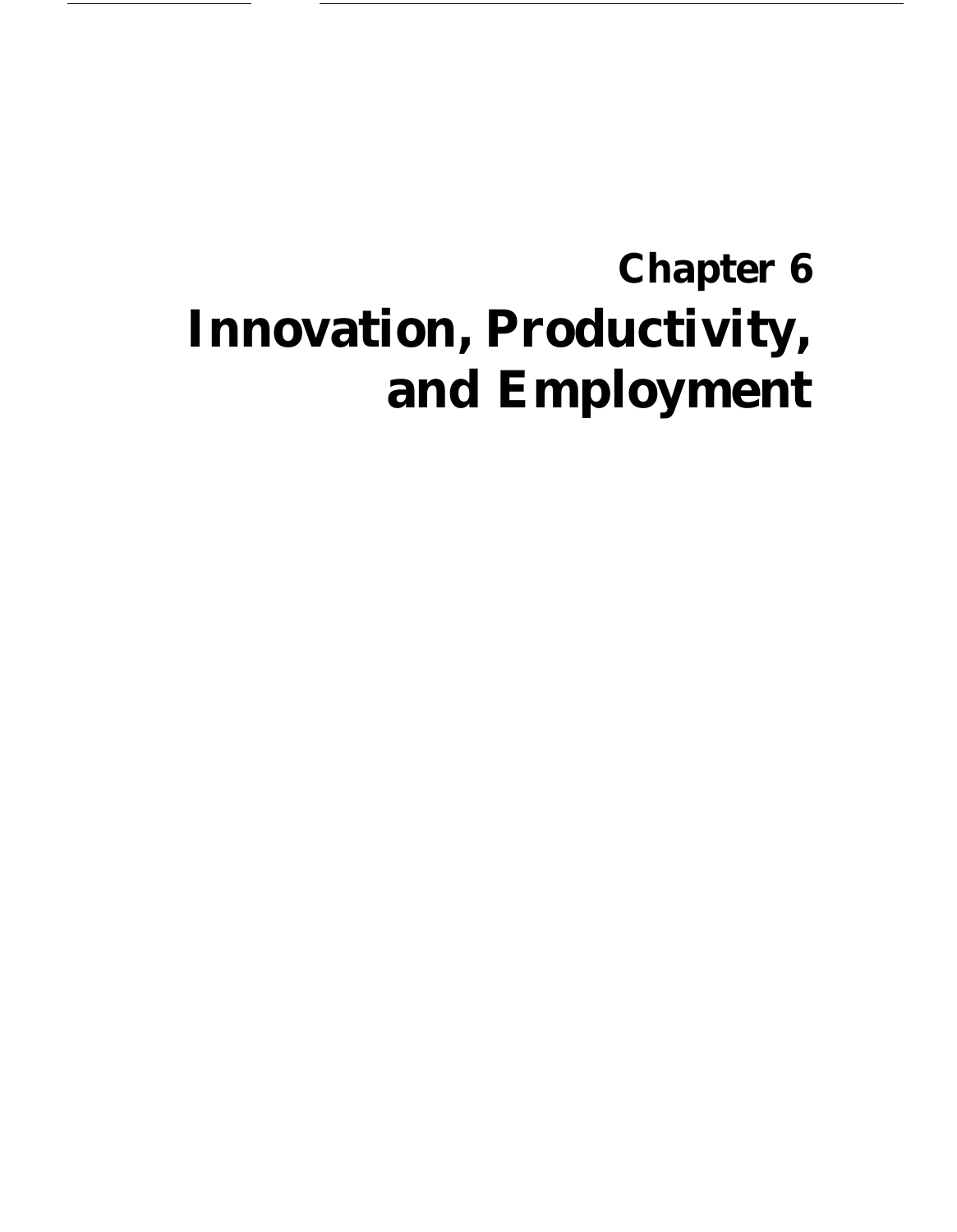# Chapter 6
# Innovation, Productivity, and Employment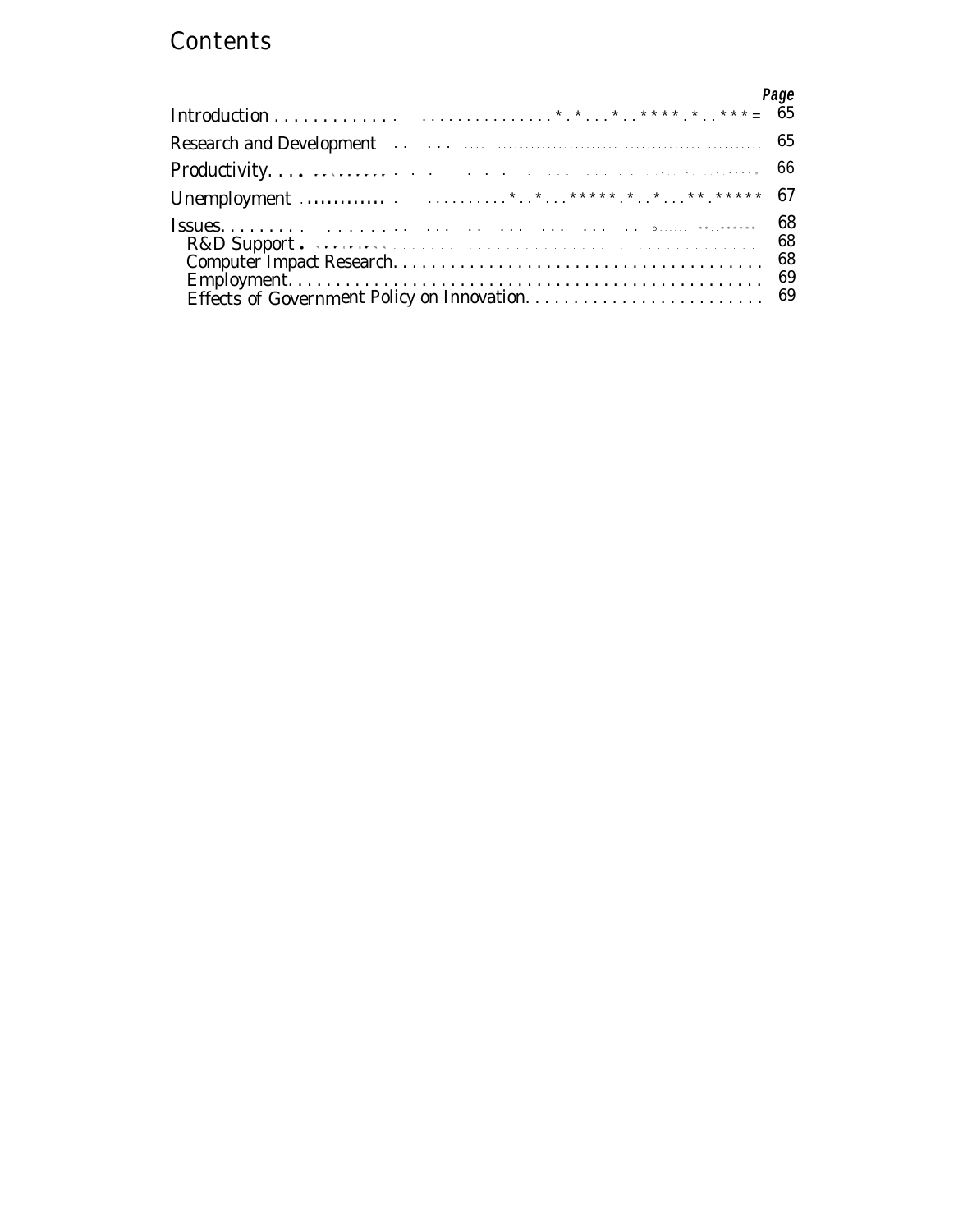# Contents

| | Page |
|---|---|
| Introduction | 65 |
| Research and Development | 65 |
| Productivity | 66 |
| Unemployment | 67 |
| Issues | 68 |
| R&D Support | 68 |
| Computer Impact Research | 68 |
| Employment | 69 |
| Effects of Government Policy on Innovation | 69 |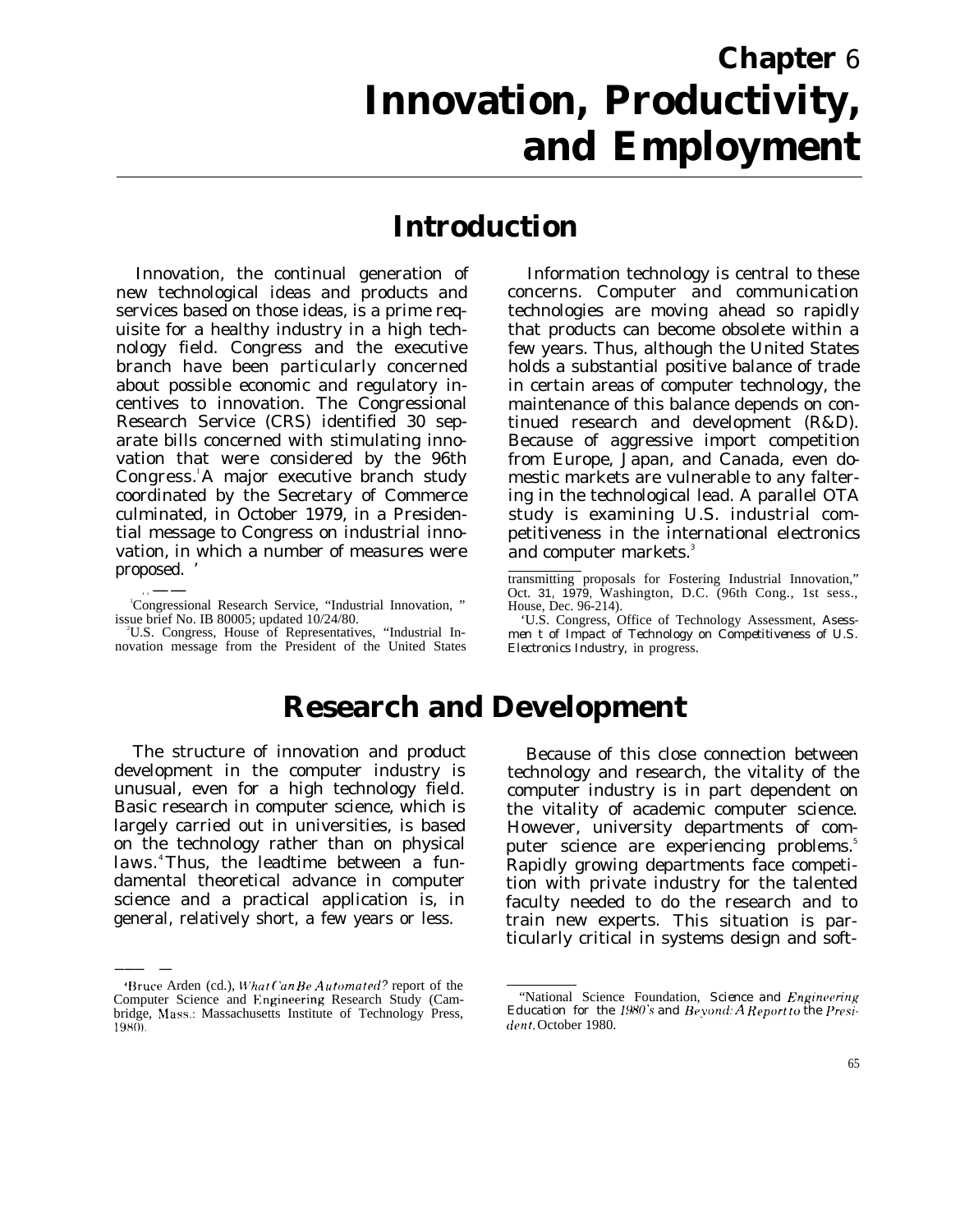# Chapter 6

# Innovation, Productivity, and Employment

## Introduction

Innovation, the continual generation of new technological ideas and products and services based on those ideas, is a prime requisite for a healthy industry in a high technology field. Congress and the executive branch have been particularly concerned about possible economic and regulatory incentives to innovation. The Congressional Research Service (CRS) identified 30 separate bills concerned with stimulating innovation that were considered by the 96th Congress.[1] A major executive branch study coordinated by the Secretary of Commerce culminated, in October 1979, in a Presidential message to Congress on industrial innovation, in which a number of measures were proposed.[2]

Information technology is central to these concerns. Computer and communication technologies are moving ahead so rapidly that products can become obsolete within a few years. Thus, although the United States holds a substantial positive balance of trade in certain areas of computer technology, the maintenance of this balance depends on continued research and development (R&D). Because of aggressive import competition from Europe, Japan, and Canada, even domestic markets are vulnerable to any faltering in the technological lead. A parallel OTA study is examining U.S. industrial competitiveness in the international electronics and computer markets.[3]

[1] Congressional Research Service, "Industrial Innovation," issue brief No. IB 80005; updated 10/24/80.

[2] U.S. Congress, House of Representatives, "Industrial Innovation message from the President of the United States transmitting proposals for Fostering Industrial Innovation," Oct. 31, 1979, Washington, D.C. (96th Cong., 1st sess., House, Dec. 96-214).

[3] U.S. Congress, Office of Technology Assessment, *Asessment of Impact of Technology on Competitiveness of U.S. Electronics Industry*, in progress.

## Research and Development

The structure of innovation and product development in the computer industry is unusual, even for a high technology field. Basic research in computer science, which is largely carried out in universities, is based on the technology rather than on physical laws.[4] Thus, the leadtime between a fundamental theoretical advance in computer science and a practical application is, in general, relatively short, a few years or less.

Because of this close connection between technology and research, the vitality of the computer industry is in part dependent on the vitality of academic computer science. However, university departments of computer science are experiencing problems.[5] Rapidly growing departments face competition with private industry for the talented faculty needed to do the research and to train new experts. This situation is particularly critical in systems design and soft-

[4] Bruce Arden (ed.), *What Can Be Automated?* report of the Computer Science and Engineering Research Study (Cambridge, Mass.: Massachusetts Institute of Technology Press, 1980).

[5] National Science Foundation, *Science and Engineering Education for the 1980's and Beyond: A Report to the President*, October 1980.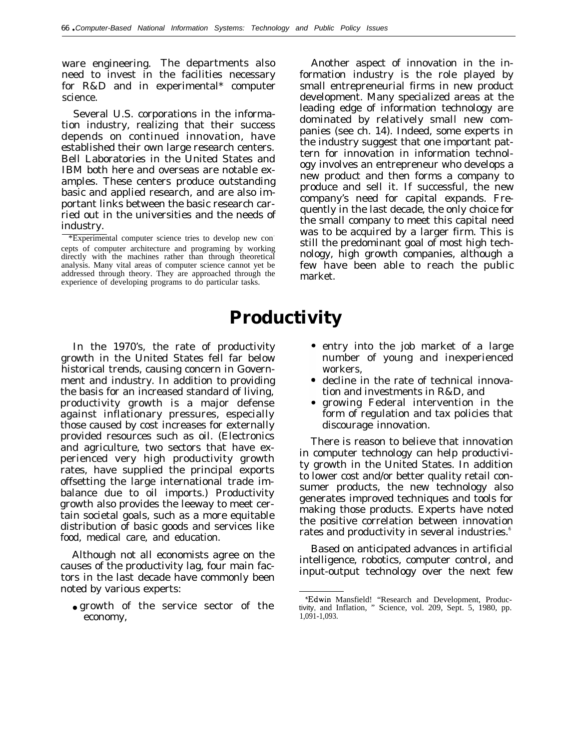ware engineering. The departments also need to invest in the facilities necessary for R&D and in experimental* computer science.

Several U.S. corporations in the information industry, realizing that their success depends on continued innovation, have established their own large research centers. Bell Laboratories in the United States and IBM both here and overseas are notable examples. These centers produce outstanding basic and applied research, and are also important links between the basic research carried out in the universities and the needs of industry.

*Experimental computer science tries to develop new concepts of computer architecture and programing by working directly with the machines rather than through theoretical analysis. Many vital areas of computer science cannot yet be addressed through theory. They are approached through the experience of developing programs to do particular tasks.

Another aspect of innovation in the information industry is the role played by small entrepreneurial firms in new product development. Many specialized areas at the leading edge of information technology are dominated by relatively small new companies (see ch. 14). Indeed, some experts in the industry suggest that one important pattern for innovation in information technology involves an entrepreneur who develops a new product and then forms a company to produce and sell it. If successful, the new company's need for capital expands. Frequently in the last decade, the only choice for the small company to meet this capital need was to be acquired by a larger firm. This is still the predominant goal of most high technology, high growth companies, although a few have been able to reach the public market.

# Productivity

In the 1970's, the rate of productivity growth in the United States fell far below historical trends, causing concern in Government and industry. In addition to providing the basis for an increased standard of living, productivity growth is a major defense against inflationary pressures, especially those caused by cost increases for externally provided resources such as oil. (Electronics and agriculture, two sectors that have experienced very high productivity growth rates, have supplied the principal exports offsetting the large international trade imbalance due to oil imports.) Productivity growth also provides the leeway to meet certain societal goals, such as a more equitable distribution of basic goods and services like food, medical care, and education.

Although not all economists agree on the causes of the productivity lag, four main factors in the last decade have commonly been noted by various experts:

- growth of the service sector of the economy,
- entry into the job market of a large number of young and inexperienced workers,
- decline in the rate of technical innovation and investments in R&D, and
- growing Federal intervention in the form of regulation and tax policies that discourage innovation.

There is reason to believe that innovation in computer technology can help productivity growth in the United States. In addition to lower cost and/or better quality retail consumer products, the new technology also generates improved techniques and tools for making those products. Experts have noted the positive correlation between innovation rates and productivity in several industries.[6]

Based on anticipated advances in artificial intelligence, robotics, computer control, and input-output technology over the next few

[6]Edwin Mansfield! "Research and Development, Productivity, and Inflation, " Science, vol. 209, Sept. 5, 1980, pp. 1,091-1,093.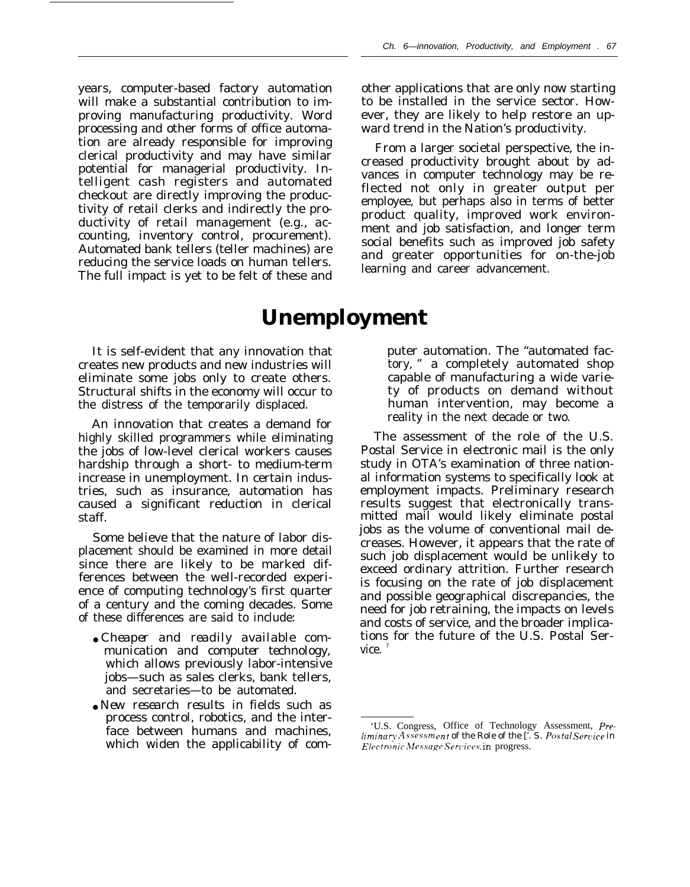years, computer-based factory automation will make a substantial contribution to improving manufacturing productivity. Word processing and other forms of office automation are already responsible for improving clerical productivity and may have similar potential for managerial productivity. Intelligent cash registers and automated checkout are directly improving the productivity of retail clerks and indirectly the productivity of retail management (e.g., accounting, inventory control, procurement). Automated bank tellers (teller machines) are reducing the service loads on human tellers. The full impact is yet to be felt of these and other applications that are only now starting to be installed in the service sector. However, they are likely to help restore an upward trend in the Nation's productivity.

From a larger societal perspective, the increased productivity brought about by advances in computer technology may be reflected not only in greater output per employee, but perhaps also in terms of better product quality, improved work environment and job satisfaction, and longer term social benefits such as improved job safety and greater opportunities for on-the-job learning and career advancement.

# Unemployment

It is self-evident that any innovation that creates new products and new industries will eliminate some jobs only to create others. Structural shifts in the economy will occur to the distress of the temporarily displaced.

An innovation that creates a demand for highly skilled programmers while eliminating the jobs of low-level clerical workers causes hardship through a short- to medium-term increase in unemployment. In certain industries, such as insurance, automation has caused a significant reduction in clerical staff.

Some believe that the nature of labor displacement should be examined in more detail since there are likely to be marked differences between the well-recorded experience of computing technology's first quarter of a century and the coming decades. Some of these differences are said to include:

- Cheaper and readily available communication and computer technology, which allows previously labor-intensive jobs—such as sales clerks, bank tellers, and secretaries—to be automated.
- New research results in fields such as process control, robotics, and the interface between humans and machines, which widen the applicability of computer automation. The "automated factory," a completely automated shop capable of manufacturing a wide variety of products on demand without human intervention, may become a reality in the next decade or two.

The assessment of the role of the U.S. Postal Service in electronic mail is the only study in OTA's examination of three national information systems to specifically look at employment impacts. Preliminary research results suggest that electronically transmitted mail would likely eliminate postal jobs as the volume of conventional mail decreases. However, it appears that the rate of such job displacement would be unlikely to exceed ordinary attrition. Further research is focusing on the rate of job displacement and possible geographical discrepancies, the need for job retraining, the impacts on levels and costs of service, and the broader implications for the future of the U.S. Postal Service.[7]

---

[7]U.S. Congress, Office of Technology Assessment, *Preliminary Assessment of the Role of the U.S. Postal Service in Electronic Message Services*, in progress.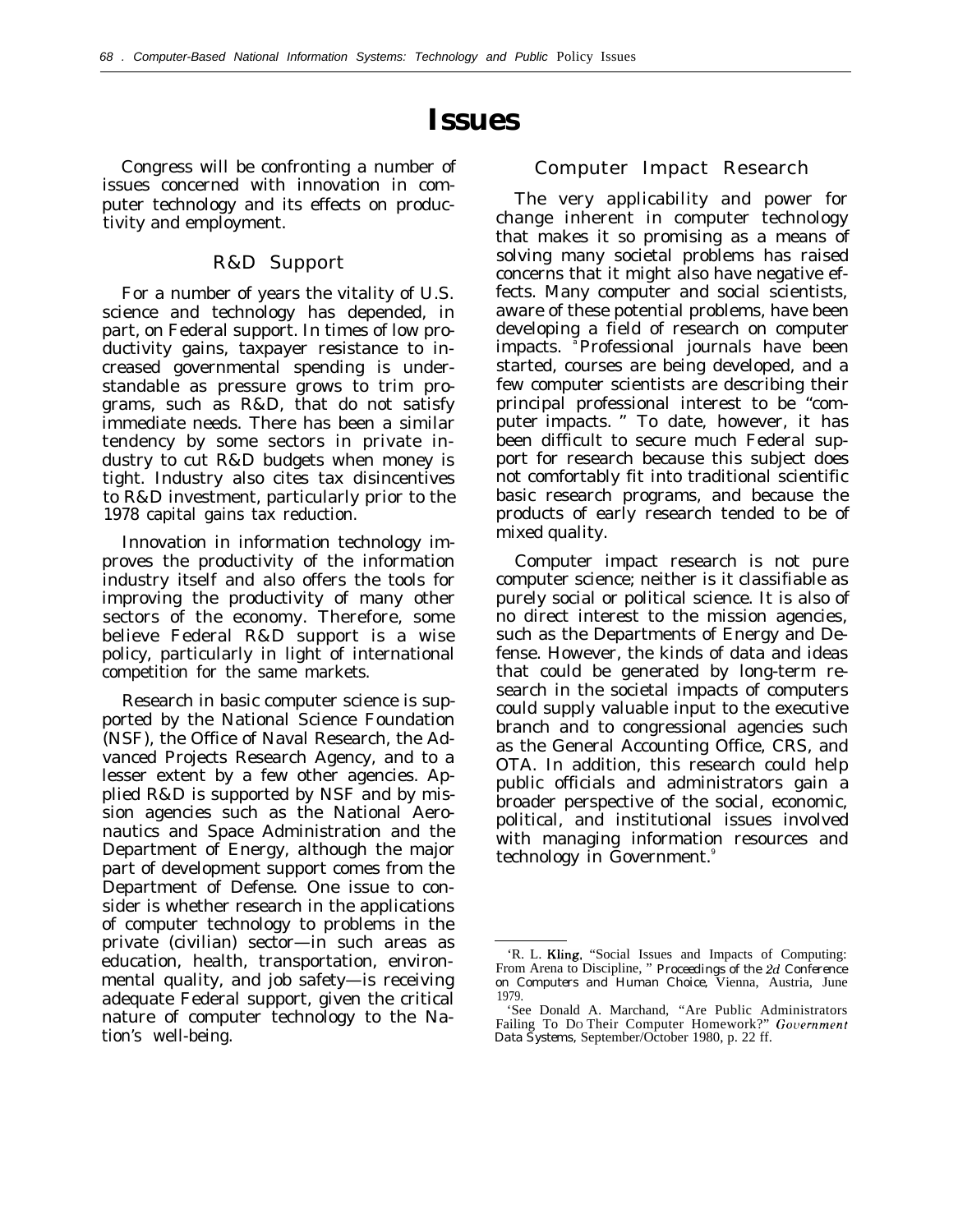# Issues

Congress will be confronting a number of issues concerned with innovation in computer technology and its effects on productivity and employment.

## R&D Support

For a number of years the vitality of U.S. science and technology has depended, in part, on Federal support. In times of low productivity gains, taxpayer resistance to increased governmental spending is understandable as pressure grows to trim programs, such as R&D, that do not satisfy immediate needs. There has been a similar tendency by some sectors in private industry to cut R&D budgets when money is tight. Industry also cites tax disincentives to R&D investment, particularly prior to the 1978 capital gains tax reduction.

Innovation in information technology improves the productivity of the information industry itself and also offers the tools for improving the productivity of many other sectors of the economy. Therefore, some believe Federal R&D support is a wise policy, particularly in light of international competition for the same markets.

Research in basic computer science is supported by the National Science Foundation (NSF), the Office of Naval Research, the Advanced Projects Research Agency, and to a lesser extent by a few other agencies. Applied R&D is supported by NSF and by mission agencies such as the National Aeronautics and Space Administration and the Department of Energy, although the major part of development support comes from the Department of Defense. One issue to consider is whether research in the applications of computer technology to problems in the private (civilian) sector—in such areas as education, health, transportation, environmental quality, and job safety—is receiving adequate Federal support, given the critical nature of computer technology to the Nation's well-being.

## Computer Impact Research

The very applicability and power for change inherent in computer technology that makes it so promising as a means of solving many societal problems has raised concerns that it might also have negative effects. Many computer and social scientists, aware of these potential problems, have been developing a field of research on computer impacts.[8] Professional journals have been started, courses are being developed, and a few computer scientists are describing their principal professional interest to be "computer impacts." To date, however, it has been difficult to secure much Federal support for research because this subject does not comfortably fit into traditional scientific basic research programs, and because the products of early research tended to be of mixed quality.

Computer impact research is not pure computer science; neither is it classifiable as purely social or political science. It is also of no direct interest to the mission agencies, such as the Departments of Energy and Defense. However, the kinds of data and ideas that could be generated by long-term research in the societal impacts of computers could supply valuable input to the executive branch and to congressional agencies such as the General Accounting Office, CRS, and OTA. In addition, this research could help public officials and administrators gain a broader perspective of the social, economic, political, and institutional issues involved with managing information resources and technology in Government.[9]

---

[8] R. L. Kling, "Social Issues and Impacts of Computing: From Arena to Discipline," *Proceedings of the 2d Conference on Computers and Human Choice*, Vienna, Austria, June 1979.

[9] See Donald A. Marchand, "Are Public Administrators Failing To Do Their Computer Homework?" *Government Data Systems*, September/October 1980, p. 22 ff.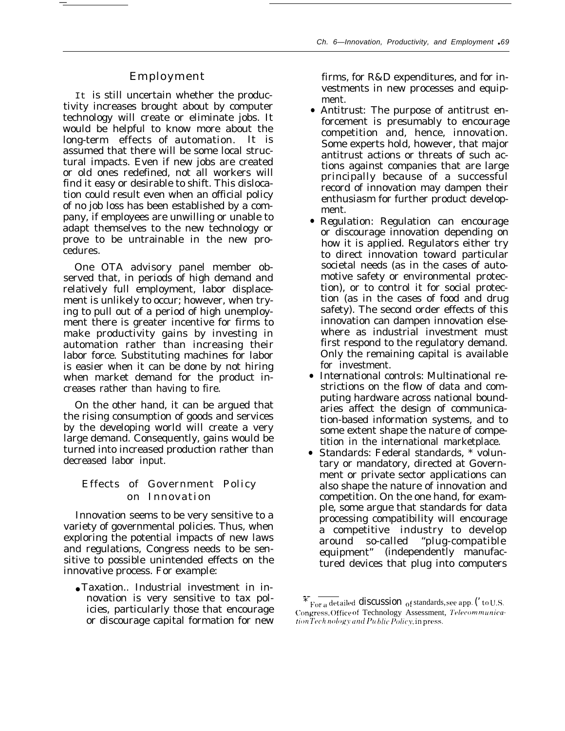## Employment

It is still uncertain whether the productivity increases brought about by computer technology will create or eliminate jobs. It would be helpful to know more about the long-term effects of automation. It is assumed that there will be some local structural impacts. Even if new jobs are created or old ones redefined, not all workers will find it easy or desirable to shift. This dislocation could result even when an official policy of no job loss has been established by a company, if employees are unwilling or unable to adapt themselves to the new technology or prove to be untrainable in the new procedures.

One OTA advisory panel member observed that, in periods of high demand and relatively full employment, labor displacement is unlikely to occur; however, when trying to pull out of a period of high unemployment there is greater incentive for firms to make productivity gains by investing in automation rather than increasing their labor force. Substituting machines for labor is easier when it can be done by not hiring when market demand for the product increases rather than having to fire.

On the other hand, it can be argued that the rising consumption of goods and services by the developing world will create a very large demand. Consequently, gains would be turned into increased production rather than decreased labor input.

### Effects of Government Policy on Innovation

Innovation seems to be very sensitive to a variety of governmental policies. Thus, when exploring the potential impacts of new laws and regulations, Congress needs to be sensitive to possible unintended effects on the innovative process. For example:

- Taxation.. Industrial investment in innovation is very sensitive to tax policies, particularly those that encourage or discourage capital formation for new firms, for R&D expenditures, and for investments in new processes and equipment.
- Antitrust: The purpose of antitrust enforcement is presumably to encourage competition and, hence, innovation. Some experts hold, however, that major antitrust actions or threats of such actions against companies that are large principally because of a successful record of innovation may dampen their enthusiasm for further product development.
- Regulation: Regulation can encourage or discourage innovation depending on how it is applied. Regulators either try to direct innovation toward particular societal needs (as in the cases of automotive safety or environmental protection), or to control it for social protection (as in the cases of food and drug safety). The second order effects of this innovation can dampen innovation elsewhere as industrial investment must first respond to the regulatory demand. Only the remaining capital is available for investment.
- International controls: Multinational restrictions on the flow of data and computing hardware across national boundaries affect the design of communication-based information systems, and to some extent shape the nature of competition in the international marketplace.
- Standards: Federal standards, * voluntary or mandatory, directed at Government or private sector applications can also shape the nature of innovation and competition. On the one hand, for example, some argue that standards for data processing compatibility will encourage a competitive industry to develop around so-called "plug-compatible equipment" (independently manufactured devices that plug into computers

*For a detailed discussion of standards, see app. C to U.S. Congress, Office of Technology Assessment, *Telecommunication Technology and Public Policy*, in press.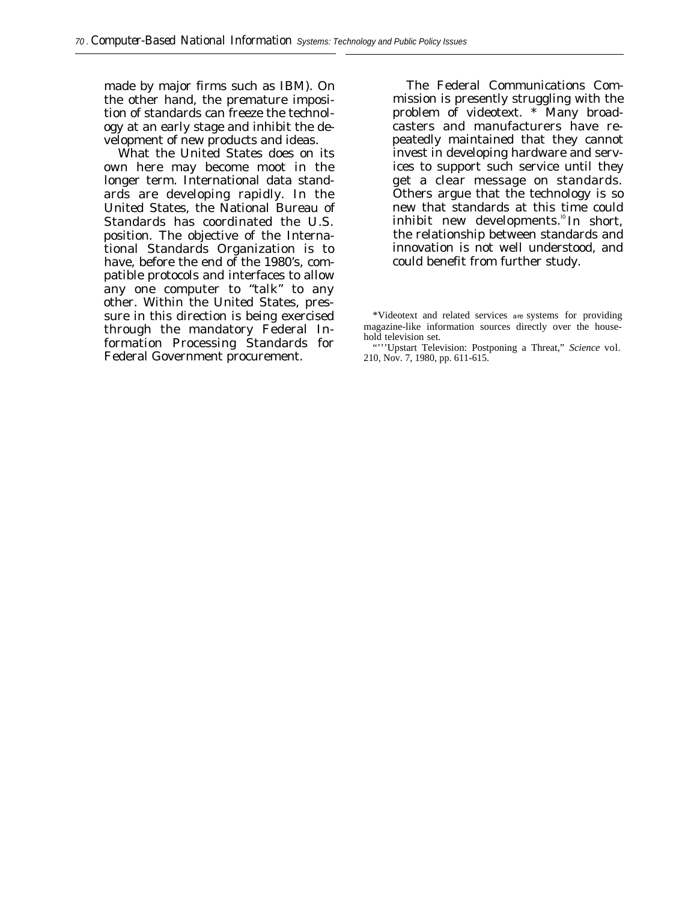made by major firms such as IBM). On the other hand, the premature imposition of standards can freeze the technology at an early stage and inhibit the development of new products and ideas.

What the United States does on its own here may become moot in the longer term. International data standards are developing rapidly. In the United States, the National Bureau of Standards has coordinated the U.S. position. The objective of the International Standards Organization is to have, before the end of the 1980's, compatible protocols and interfaces to allow any one computer to "talk" to any other. Within the United States, pressure in this direction is being exercised through the mandatory Federal Information Processing Standards for Federal Government procurement.

The Federal Communications Commission is presently struggling with the problem of videotext. * Many broadcasters and manufacturers have repeatedly maintained that they cannot invest in developing hardware and services to support such service until they get a clear message on standards. Others argue that the technology is so new that standards at this time could inhibit new developments.[10] In short, the relationship between standards and innovation is not well understood, and could benefit from further study.

*Videotext and related services are systems for providing magazine-like information sources directly over the household television set.

[10] "Upstart Television: Postponing a Threat," *Science* vol. 210, Nov. 7, 1980, pp. 611-615.